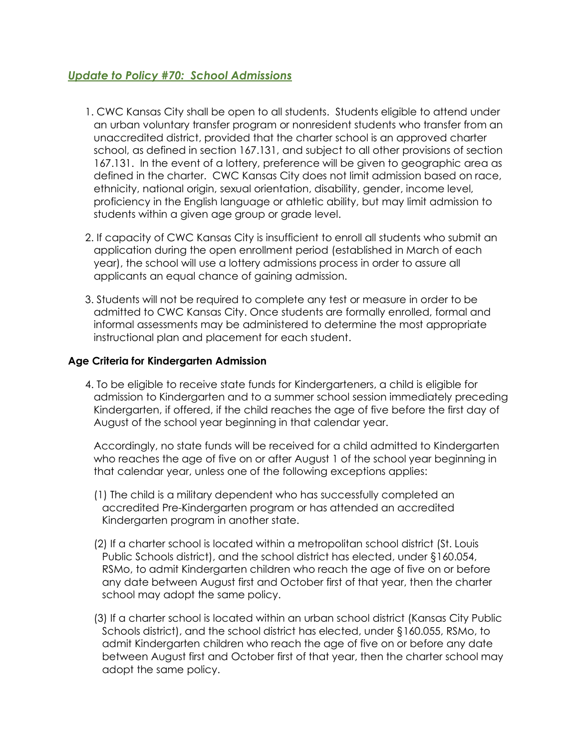## *Update to Policy #70: School Admissions*

1. CWC Kansas City shall be open to all students. Students eligible to attend under an urban voluntary transfer program or nonresident students who transfer from an unaccredited district, provided that the charter school is an approved charter school, as defined in section 167.131, and subject to all other provisions of section 167.131. In the event of a lottery, preference will be given to geographic area as defined in the charter. CWC Kansas City does not limit admission based on race, ethnicity, national origin, sexual orientation, disability, gender, income level, proficiency in the English language or athletic ability, but may limit admission to students within a given age group or grade level.

2. If capacity of CWC Kansas City is insufficient to enroll all students who submit an application during the open enrollment period (established in March of each year), the school will use a lottery admissions process in order to assure all applicants an equal chance of gaining admission.

3. Students will not be required to complete any test or measure in order to be admitted to CWC Kansas City. Once students are formally enrolled, formal and informal assessments may be administered to determine the most appropriate instructional plan and placement for each student.

**Age Criteria for Kindergarten Admission**

4. To be eligible to receive state funds for Kindergarteners, a child is eligible for admission to Kindergarten and to a summer school session immediately preceding Kindergarten, if offered, if the child reaches the age of five before the first day of August of the school year beginning in that calendar year.

   Accordingly, no state funds will be received for a child admitted to Kindergarten who reaches the age of five on or after August 1 of the school year beginning in that calendar year, unless one of the following exceptions applies:

   (1) The child is a military dependent who has successfully completed an accredited Pre-Kindergarten program or has attended an accredited Kindergarten program in another state.

   (2) If a charter school is located within a metropolitan school district (St. Louis Public Schools district), and the school district has elected, under §160.054, RSMo, to admit Kindergarten children who reach the age of five on or before any date between August first and October first of that year, then the charter school may adopt the same policy.

   (3) If a charter school is located within an urban school district (Kansas City Public Schools district), and the school district has elected, under §160.055, RSMo, to admit Kindergarten children who reach the age of five on or before any date between August first and October first of that year, then the charter school may adopt the same policy.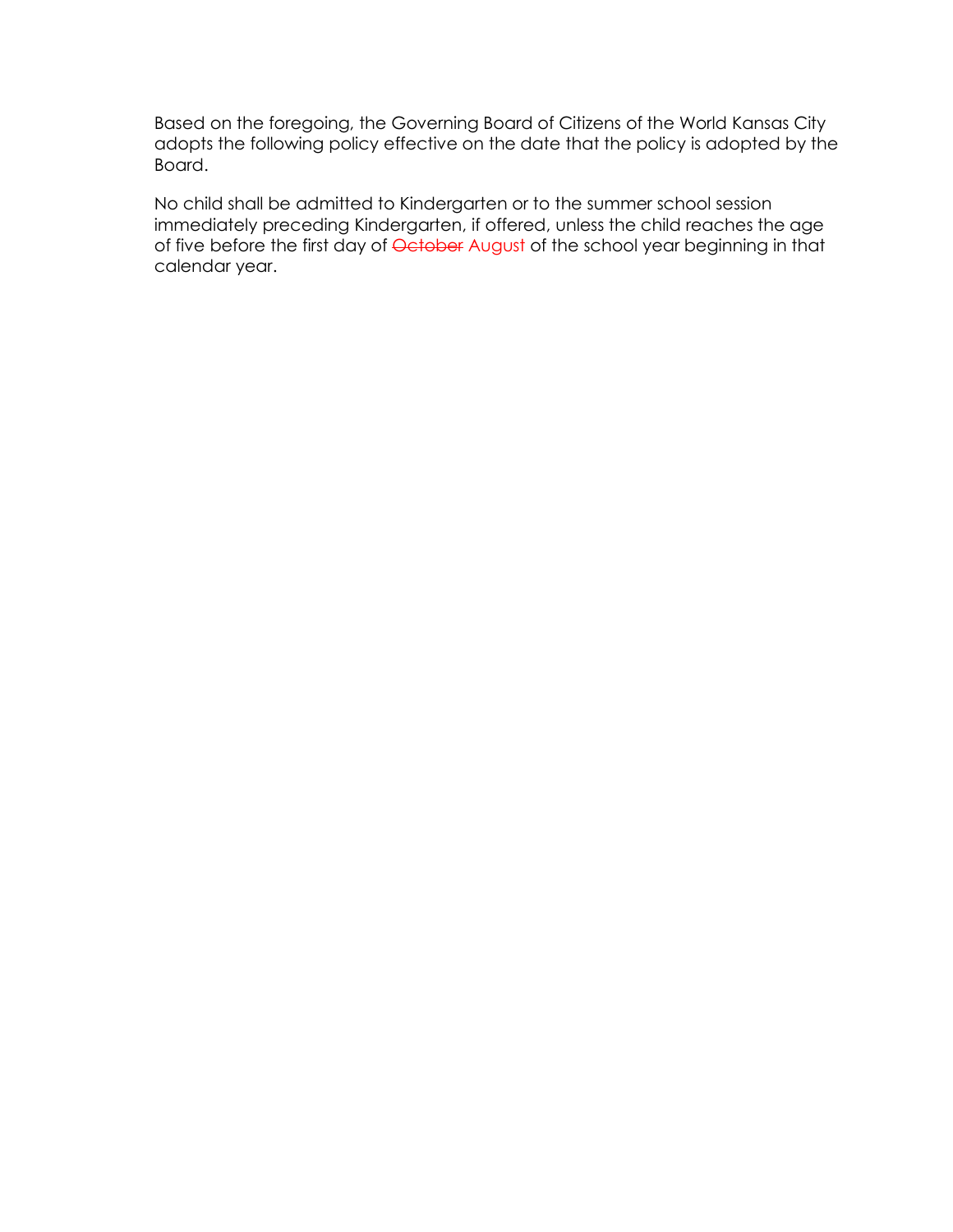Based on the foregoing, the Governing Board of Citizens of the World Kansas City adopts the following policy effective on the date that the policy is adopted by the Board.

No child shall be admitted to Kindergarten or to the summer school session immediately preceding Kindergarten, if offered, unless the child reaches the age of five before the first day of ~~October~~ August of the school year beginning in that calendar year.